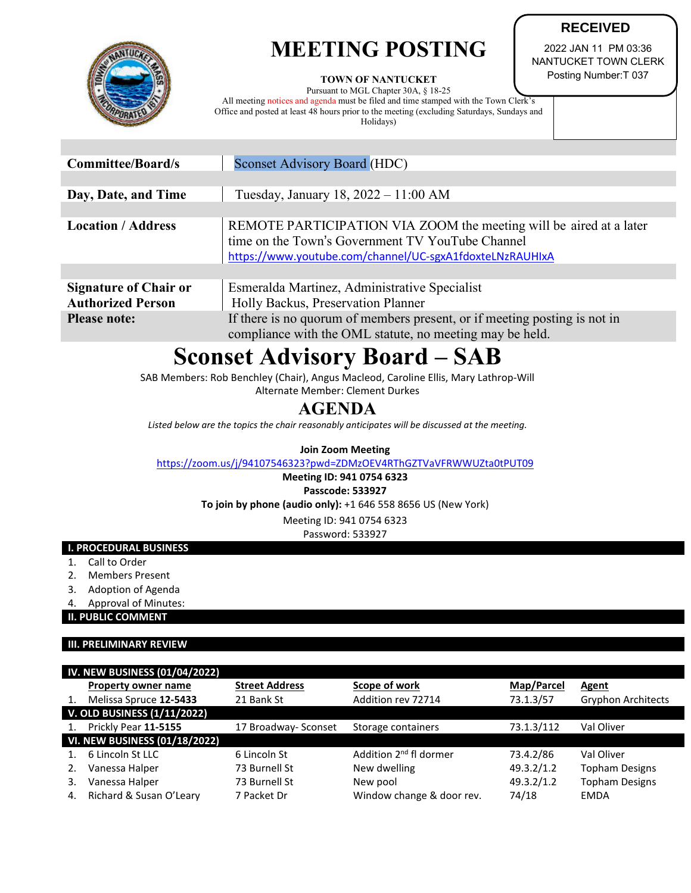# MEETING POSTING

**TOWN OF NANTUCKET**

Pursuant to MGL Chapter 30A, § 18-25

All meeting notices and agenda must be filed and time stamped with the Town Clerk's Office and posted at least 48 hours prior to the meeting (excluding Saturdays, Sundays and Holidays)

**RECEIVED**
2022 JAN 11 PM 03:36
NANTUCKET TOWN CLERK
Posting Number:T 037

| | |
|---|---|
| **Committee/Board/s** | Sconset Advisory Board (HDC) |
| **Day, Date, and Time** | Tuesday, January 18, 2022 – 11:00 AM |
| **Location / Address** | REMOTE PARTICIPATION VIA ZOOM the meeting will be aired at a later time on the Town's Government TV YouTube Channel https://www.youtube.com/channel/UC-sgxA1fdoxteLNzRAUHIxA |
| **Signature of Chair or Authorized Person** | Esmeralda Martinez, Administrative Specialist<br>Holly Backus, Preservation Planner |
| **Please note:** | If there is no quorum of members present, or if meeting posting is not in compliance with the OML statute, no meeting may be held. |

# Sconset Advisory Board – SAB

SAB Members: Rob Benchley (Chair), Angus Macleod, Caroline Ellis, Mary Lathrop-Will
Alternate Member: Clement Durkes

## AGENDA

*Listed below are the topics the chair reasonably anticipates will be discussed at the meeting.*

**Join Zoom Meeting**
https://zoom.us/j/94107546323?pwd=ZDMzOEV4RThGZTVaVFRWWUZta0tPUT09
**Meeting ID: 941 0754 6323**
**Passcode: 533927**
**To join by phone (audio only):** +1 646 558 8656 US (New York)
Meeting ID: 941 0754 6323
Password: 533927

### I. PROCEDURAL BUSINESS

1. Call to Order
2. Members Present
3. Adoption of Agenda
4. Approval of Minutes:

### II. PUBLIC COMMENT

### III. PRELIMINARY REVIEW

### IV. NEW BUSINESS (01/04/2022)

| | Property owner name | Street Address | Scope of work | Map/Parcel | Agent |
|---|---|---|---|---|---|
| 1. | Melissa Spruce **12-5433** | 21 Bank St | Addition rev 72714 | 73.1.3/57 | Gryphon Architects |

### V. OLD BUSINESS (1/11/2022)

| | Property owner name | Street Address | Scope of work | Map/Parcel | Agent |
|---|---|---|---|---|---|
| 1. | Prickly Pear **11-5155** | 17 Broadway- Sconset | Storage containers | 73.1.3/112 | Val Oliver |

### VI. NEW BUSINESS (01/18/2022)

| | Property owner name | Street Address | Scope of work | Map/Parcel | Agent |
|---|---|---|---|---|---|
| 1. | 6 Lincoln St LLC | 6 Lincoln St | Addition 2nd fl dormer | 73.4.2/86 | Val Oliver |
| 2. | Vanessa Halper | 73 Burnell St | New dwelling | 49.3.2/1.2 | Topham Designs |
| 3. | Vanessa Halper | 73 Burnell St | New pool | 49.3.2/1.2 | Topham Designs |
| 4. | Richard & Susan O'Leary | 7 Packet Dr | Window change & door rev. | 74/18 | EMDA |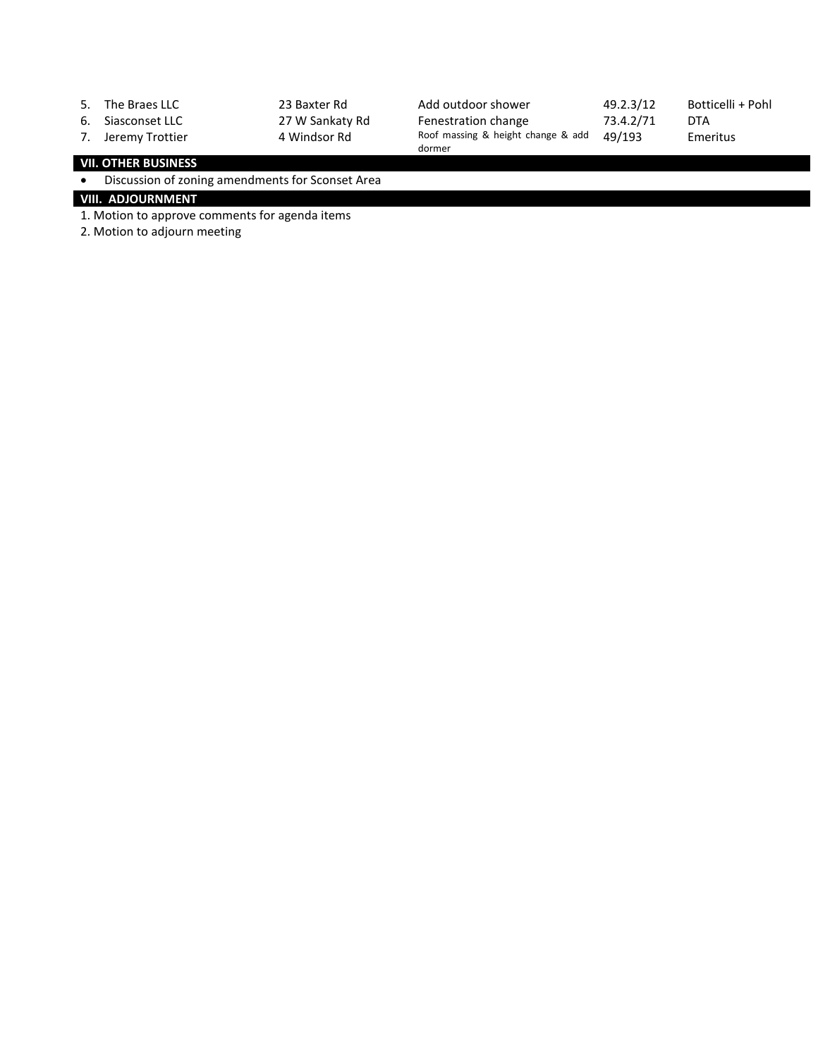| | | | | |
|---|---|---|---|---|
| 5. The Braes LLC | 23 Baxter Rd | Add outdoor shower | 49.2.3/12 | Botticelli + Pohl |
| 6. Siasconset LLC | 27 W Sankaty Rd | Fenestration change | 73.4.2/71 | DTA |
| 7. Jeremy Trottier | 4 Windsor Rd | Roof massing & height change & add dormer | 49/193 | Emeritus |

## VII. OTHER BUSINESS

- Discussion of zoning amendments for Sconset Area

## VIII. ADJOURNMENT

1. Motion to approve comments for agenda items
2. Motion to adjourn meeting